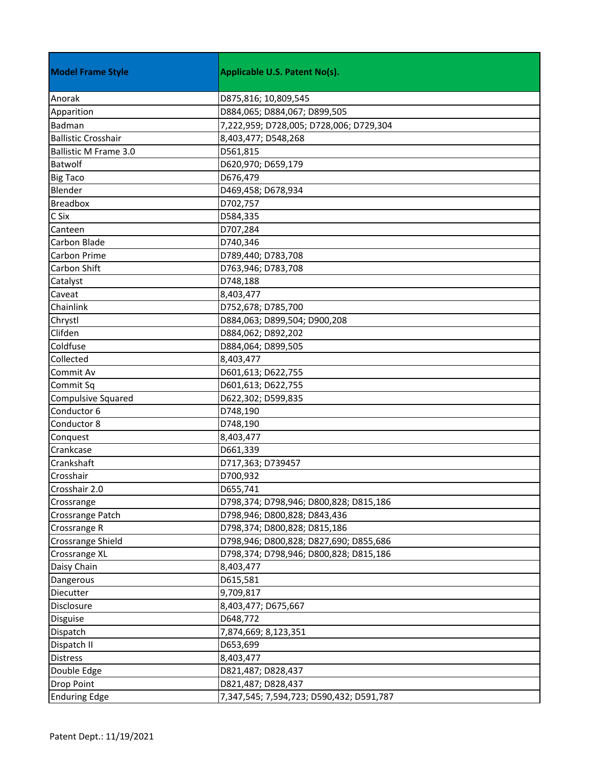| Model Frame Style | Applicable U.S. Patent No(s). |
|---|---|
| Anorak | D875,816; 10,809,545 |
| Apparition | D884,065; D884,067; D899,505 |
| Badman | 7,222,959; D728,005; D728,006; D729,304 |
| Ballistic Crosshair | 8,403,477; D548,268 |
| Ballistic M Frame 3.0 | D561,815 |
| Batwolf | D620,970; D659,179 |
| Big Taco | D676,479 |
| Blender | D469,458; D678,934 |
| Breadbox | D702,757 |
| C Six | D584,335 |
| Canteen | D707,284 |
| Carbon Blade | D740,346 |
| Carbon Prime | D789,440; D783,708 |
| Carbon Shift | D763,946; D783,708 |
| Catalyst | D748,188 |
| Caveat | 8,403,477 |
| Chainlink | D752,678; D785,700 |
| Chrystl | D884,063; D899,504; D900,208 |
| Clifden | D884,062; D892,202 |
| Coldfuse | D884,064; D899,505 |
| Collected | 8,403,477 |
| Commit Av | D601,613; D622,755 |
| Commit Sq | D601,613; D622,755 |
| Compulsive Squared | D622,302; D599,835 |
| Conductor 6 | D748,190 |
| Conductor 8 | D748,190 |
| Conquest | 8,403,477 |
| Crankcase | D661,339 |
| Crankshaft | D717,363; D739457 |
| Crosshair | D700,932 |
| Crosshair 2.0 | D655,741 |
| Crossrange | D798,374; D798,946; D800,828; D815,186 |
| Crossrange Patch | D798,946; D800,828; D843,436 |
| Crossrange R | D798,374; D800,828; D815,186 |
| Crossrange Shield | D798,946; D800,828; D827,690; D855,686 |
| Crossrange XL | D798,374; D798,946; D800,828; D815,186 |
| Daisy Chain | 8,403,477 |
| Dangerous | D615,581 |
| Diecutter | 9,709,817 |
| Disclosure | 8,403,477; D675,667 |
| Disguise | D648,772 |
| Dispatch | 7,874,669; 8,123,351 |
| Dispatch II | D653,699 |
| Distress | 8,403,477 |
| Double Edge | D821,487; D828,437 |
| Drop Point | D821,487; D828,437 |
| Enduring Edge | 7,347,545; 7,594,723; D590,432; D591,787 |

Patent Dept.: 11/19/2021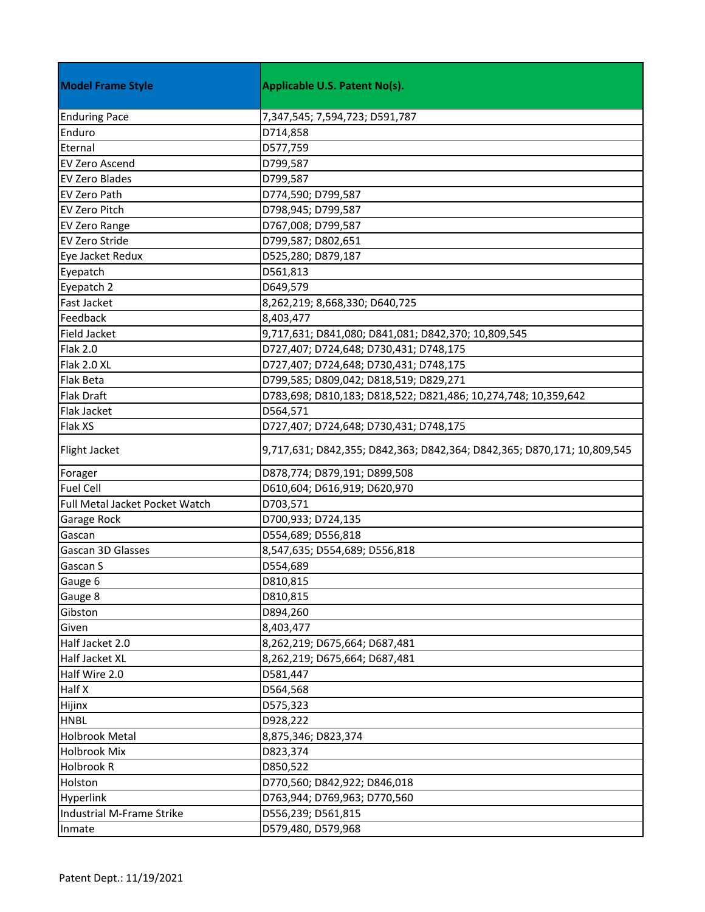| Model Frame Style | Applicable U.S. Patent No(s). |
| --- | --- |
| Enduring Pace | 7,347,545; 7,594,723; D591,787 |
| Enduro | D714,858 |
| Eternal | D577,759 |
| EV Zero Ascend | D799,587 |
| EV Zero Blades | D799,587 |
| EV Zero Path | D774,590; D799,587 |
| EV Zero Pitch | D798,945; D799,587 |
| EV Zero Range | D767,008; D799,587 |
| EV Zero Stride | D799,587; D802,651 |
| Eye Jacket Redux | D525,280; D879,187 |
| Eyepatch | D561,813 |
| Eyepatch 2 | D649,579 |
| Fast Jacket | 8,262,219; 8,668,330; D640,725 |
| Feedback | 8,403,477 |
| Field Jacket | 9,717,631; D841,080; D841,081; D842,370; 10,809,545 |
| Flak 2.0 | D727,407; D724,648; D730,431; D748,175 |
| Flak 2.0 XL | D727,407; D724,648; D730,431; D748,175 |
| Flak Beta | D799,585; D809,042; D818,519; D829,271 |
| Flak Draft | D783,698; D810,183; D818,522; D821,486; 10,274,748; 10,359,642 |
| Flak Jacket | D564,571 |
| Flak XS | D727,407; D724,648; D730,431; D748,175 |
| Flight Jacket | 9,717,631; D842,355; D842,363; D842,364; D842,365; D870,171; 10,809,545 |
| Forager | D878,774; D879,191; D899,508 |
| Fuel Cell | D610,604; D616,919; D620,970 |
| Full Metal Jacket Pocket Watch | D703,571 |
| Garage Rock | D700,933; D724,135 |
| Gascan | D554,689; D556,818 |
| Gascan 3D Glasses | 8,547,635; D554,689; D556,818 |
| Gascan S | D554,689 |
| Gauge 6 | D810,815 |
| Gauge 8 | D810,815 |
| Gibston | D894,260 |
| Given | 8,403,477 |
| Half Jacket 2.0 | 8,262,219; D675,664; D687,481 |
| Half Jacket XL | 8,262,219; D675,664; D687,481 |
| Half Wire 2.0 | D581,447 |
| Half X | D564,568 |
| Hijinx | D575,323 |
| HNBL | D928,222 |
| Holbrook Metal | 8,875,346; D823,374 |
| Holbrook Mix | D823,374 |
| Holbrook R | D850,522 |
| Holston | D770,560; D842,922; D846,018 |
| Hyperlink | D763,944; D769,963; D770,560 |
| Industrial M-Frame Strike | D556,239; D561,815 |
| Inmate | D579,480, D579,968 |

Patent Dept.: 11/19/2021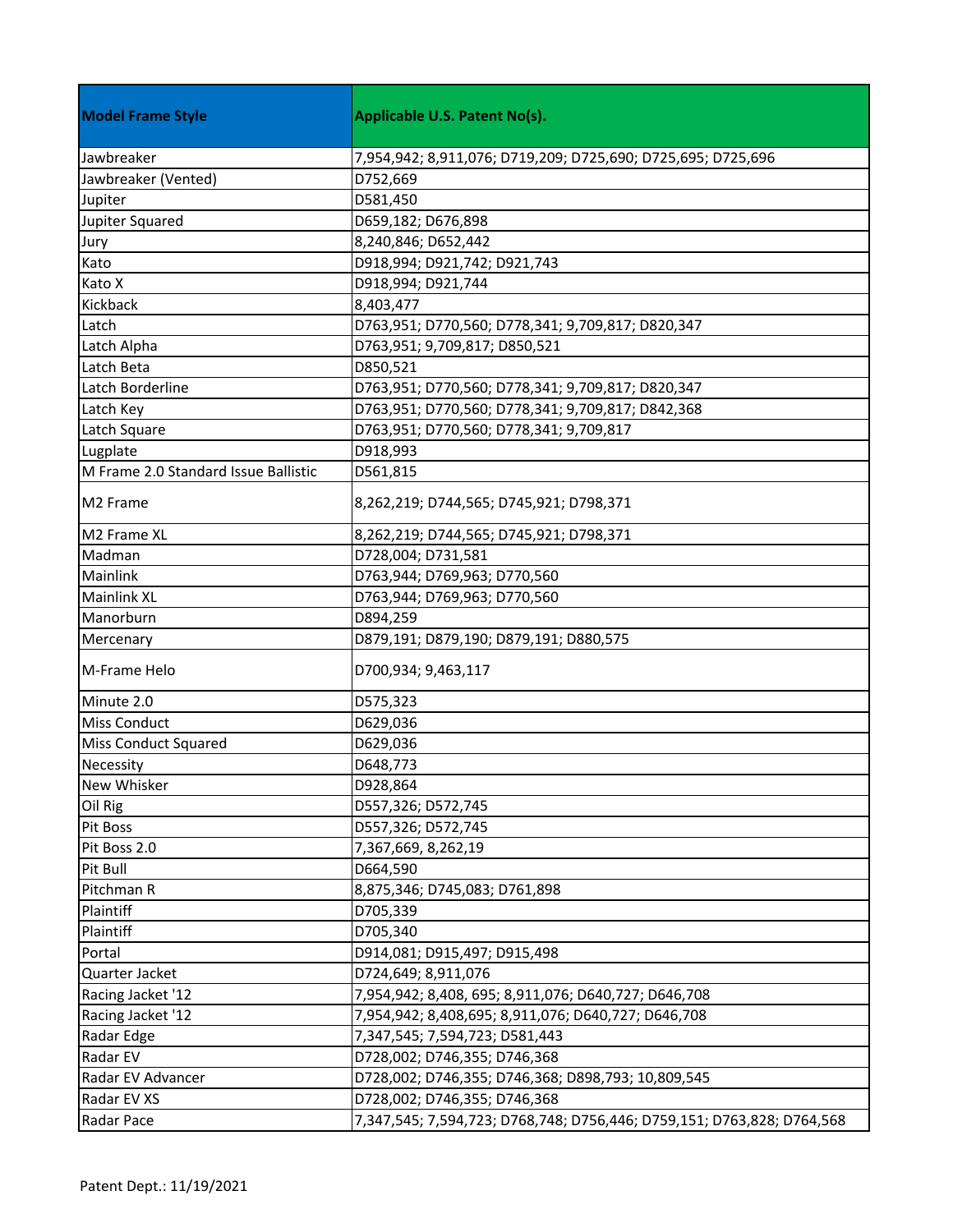| Model Frame Style | Applicable U.S. Patent No(s). |
|---|---|
| Jawbreaker | 7,954,942; 8,911,076; D719,209; D725,690; D725,695; D725,696 |
| Jawbreaker (Vented) | D752,669 |
| Jupiter | D581,450 |
| Jupiter Squared | D659,182; D676,898 |
| Jury | 8,240,846; D652,442 |
| Kato | D918,994; D921,742; D921,743 |
| Kato X | D918,994; D921,744 |
| Kickback | 8,403,477 |
| Latch | D763,951; D770,560; D778,341; 9,709,817; D820,347 |
| Latch Alpha | D763,951; 9,709,817; D850,521 |
| Latch Beta | D850,521 |
| Latch Borderline | D763,951; D770,560; D778,341; 9,709,817; D820,347 |
| Latch Key | D763,951; D770,560; D778,341; 9,709,817; D842,368 |
| Latch Square | D763,951; D770,560; D778,341; 9,709,817 |
| Lugplate | D918,993 |
| M Frame 2.0 Standard Issue Ballistic | D561,815 |
| M2 Frame | 8,262,219; D744,565; D745,921; D798,371 |
| M2 Frame XL | 8,262,219; D744,565; D745,921; D798,371 |
| Madman | D728,004; D731,581 |
| Mainlink | D763,944; D769,963; D770,560 |
| Mainlink XL | D763,944; D769,963; D770,560 |
| Manorburn | D894,259 |
| Mercenary | D879,191; D879,190; D879,191; D880,575 |
| M-Frame Helo | D700,934; 9,463,117 |
| Minute 2.0 | D575,323 |
| Miss Conduct | D629,036 |
| Miss Conduct Squared | D629,036 |
| Necessity | D648,773 |
| New Whisker | D928,864 |
| Oil Rig | D557,326; D572,745 |
| Pit Boss | D557,326; D572,745 |
| Pit Boss 2.0 | 7,367,669, 8,262,19 |
| Pit Bull | D664,590 |
| Pitchman R | 8,875,346; D745,083; D761,898 |
| Plaintiff | D705,339 |
| Plaintiff | D705,340 |
| Portal | D914,081; D915,497; D915,498 |
| Quarter Jacket | D724,649; 8,911,076 |
| Racing Jacket '12 | 7,954,942; 8,408, 695; 8,911,076; D640,727; D646,708 |
| Racing Jacket '12 | 7,954,942; 8,408,695; 8,911,076; D640,727; D646,708 |
| Radar Edge | 7,347,545; 7,594,723; D581,443 |
| Radar EV | D728,002; D746,355; D746,368 |
| Radar EV Advancer | D728,002; D746,355; D746,368; D898,793; 10,809,545 |
| Radar EV XS | D728,002; D746,355; D746,368 |
| Radar Pace | 7,347,545; 7,594,723; D768,748; D756,446; D759,151; D763,828; D764,568 |

Patent Dept.: 11/19/2021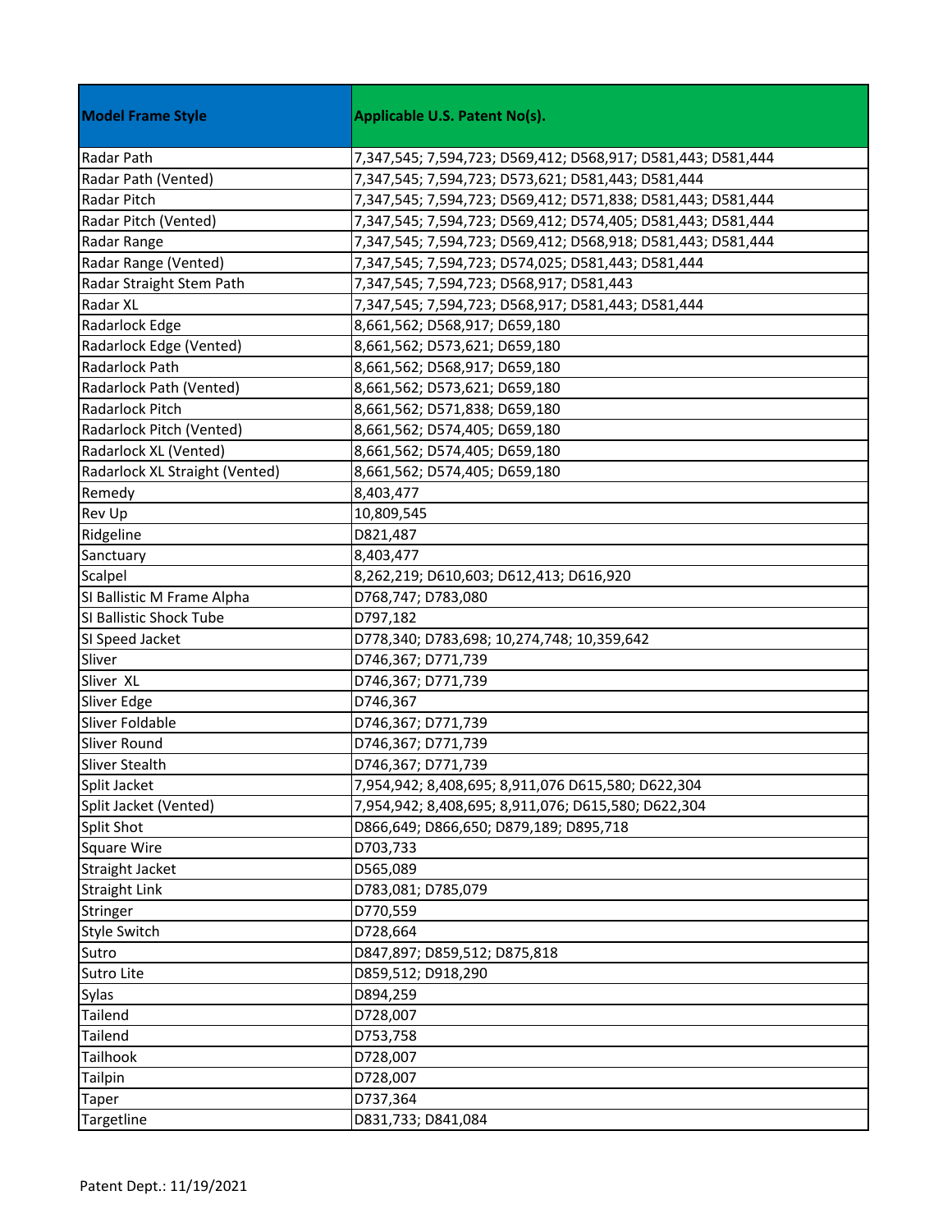| Model Frame Style | Applicable U.S. Patent No(s). |
|---|---|
| Radar Path | 7,347,545; 7,594,723; D569,412; D568,917; D581,443; D581,444 |
| Radar Path (Vented) | 7,347,545; 7,594,723; D573,621; D581,443; D581,444 |
| Radar Pitch | 7,347,545; 7,594,723; D569,412; D571,838; D581,443; D581,444 |
| Radar Pitch (Vented) | 7,347,545; 7,594,723; D569,412; D574,405; D581,443; D581,444 |
| Radar Range | 7,347,545; 7,594,723; D569,412; D568,918; D581,443; D581,444 |
| Radar Range (Vented) | 7,347,545; 7,594,723; D574,025; D581,443; D581,444 |
| Radar Straight Stem Path | 7,347,545; 7,594,723; D568,917; D581,443 |
| Radar XL | 7,347,545; 7,594,723; D568,917; D581,443; D581,444 |
| Radarlock Edge | 8,661,562; D568,917; D659,180 |
| Radarlock Edge (Vented) | 8,661,562; D573,621; D659,180 |
| Radarlock Path | 8,661,562; D568,917; D659,180 |
| Radarlock Path (Vented) | 8,661,562; D573,621; D659,180 |
| Radarlock Pitch | 8,661,562; D571,838; D659,180 |
| Radarlock Pitch (Vented) | 8,661,562; D574,405; D659,180 |
| Radarlock XL (Vented) | 8,661,562; D574,405; D659,180 |
| Radarlock XL Straight (Vented) | 8,661,562; D574,405; D659,180 |
| Remedy | 8,403,477 |
| Rev Up | 10,809,545 |
| Ridgeline | D821,487 |
| Sanctuary | 8,403,477 |
| Scalpel | 8,262,219; D610,603; D612,413; D616,920 |
| SI Ballistic M Frame Alpha | D768,747; D783,080 |
| SI Ballistic Shock Tube | D797,182 |
| SI Speed Jacket | D778,340; D783,698; 10,274,748; 10,359,642 |
| Sliver | D746,367; D771,739 |
| Sliver XL | D746,367; D771,739 |
| Sliver Edge | D746,367 |
| Sliver Foldable | D746,367; D771,739 |
| Sliver Round | D746,367; D771,739 |
| Sliver Stealth | D746,367; D771,739 |
| Split Jacket | 7,954,942; 8,408,695; 8,911,076 D615,580; D622,304 |
| Split Jacket (Vented) | 7,954,942; 8,408,695; 8,911,076; D615,580; D622,304 |
| Split Shot | D866,649; D866,650; D879,189; D895,718 |
| Square Wire | D703,733 |
| Straight Jacket | D565,089 |
| Straight Link | D783,081; D785,079 |
| Stringer | D770,559 |
| Style Switch | D728,664 |
| Sutro | D847,897; D859,512; D875,818 |
| Sutro Lite | D859,512; D918,290 |
| Sylas | D894,259 |
| Tailend | D728,007 |
| Tailend | D753,758 |
| Tailhook | D728,007 |
| Tailpin | D728,007 |
| Taper | D737,364 |
| Targetline | D831,733; D841,084 |

Patent Dept.: 11/19/2021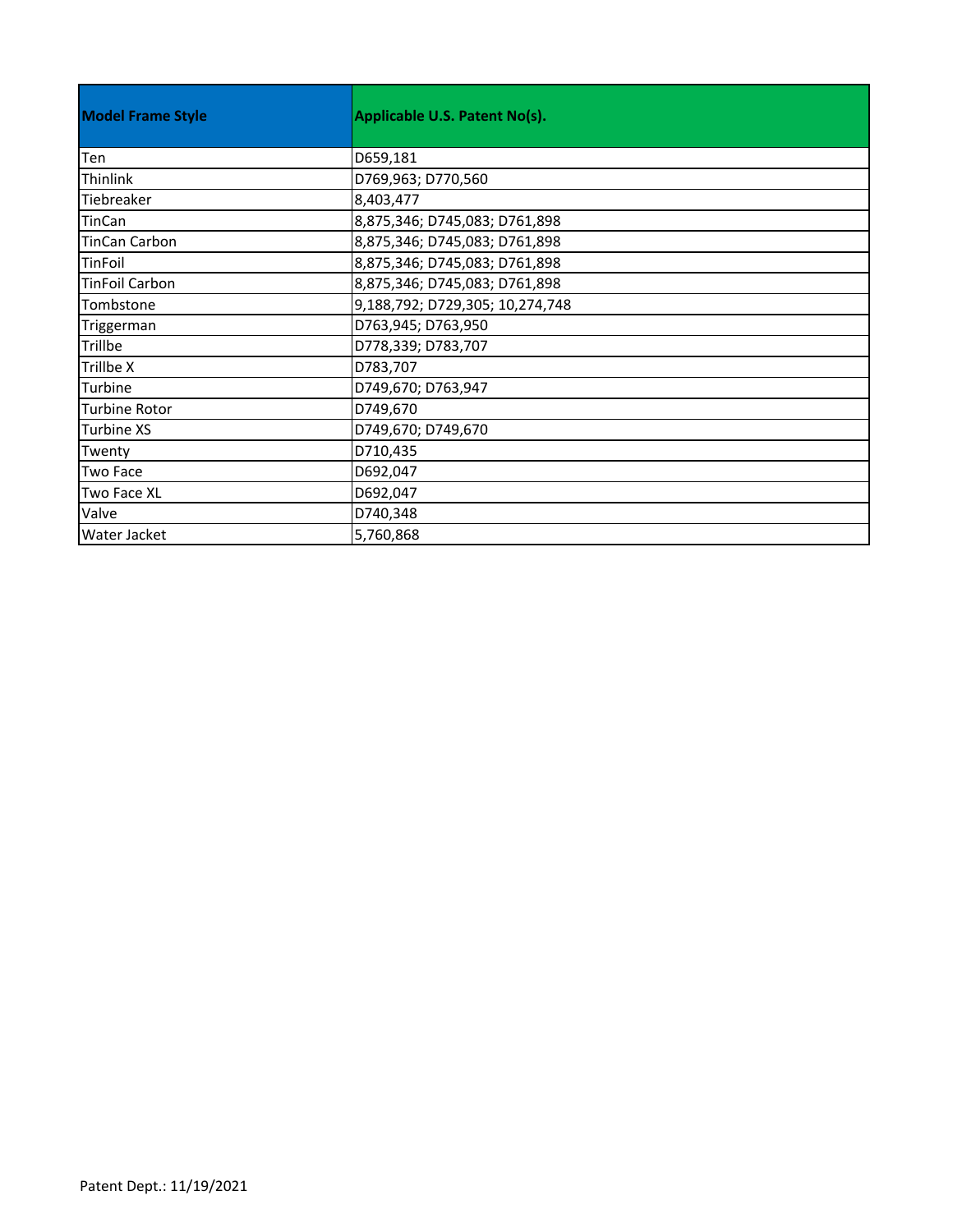| Model Frame Style | Applicable U.S. Patent No(s). |
|---|---|
| Ten | D659,181 |
| Thinlink | D769,963; D770,560 |
| Tiebreaker | 8,403,477 |
| TinCan | 8,875,346; D745,083; D761,898 |
| TinCan Carbon | 8,875,346; D745,083; D761,898 |
| TinFoil | 8,875,346; D745,083; D761,898 |
| TinFoil Carbon | 8,875,346; D745,083; D761,898 |
| Tombstone | 9,188,792; D729,305; 10,274,748 |
| Triggerman | D763,945; D763,950 |
| Trillbe | D778,339; D783,707 |
| Trillbe X | D783,707 |
| Turbine | D749,670; D763,947 |
| Turbine Rotor | D749,670 |
| Turbine XS | D749,670; D749,670 |
| Twenty | D710,435 |
| Two Face | D692,047 |
| Two Face XL | D692,047 |
| Valve | D740,348 |
| Water Jacket | 5,760,868 |

Patent Dept.: 11/19/2021